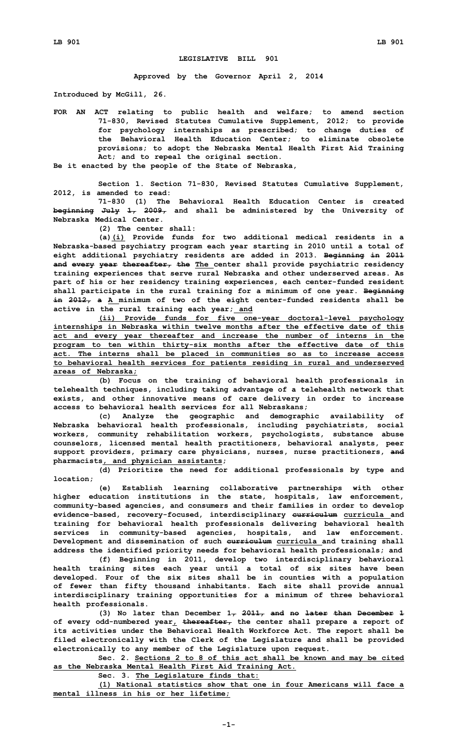**LEGISLATIVE BILL 901**

**Approved by the Governor April 2, 2014**

**Introduced by McGill, 26.**

**FOR AN ACT relating to public health and welfare; to amend section 71-830, Revised Statutes Cumulative Supplement, 2012; to provide for psychology internships as prescribed; to change duties of the Behavioral Health Education Center; to eliminate obsolete provisions; to adopt the Nebraska Mental Health First Aid Training Act; and to repeal the original section.**

**Be it enacted by the people of the State of Nebraska,**

**Section 1. Section 71-830, Revised Statutes Cumulative Supplement, 2012, is amended to read:**

**71-830 (1) The Behavioral Health Education Center is created ~~beginning July 1, 2009,~~ and shall be administered by the University of Nebraska Medical Center.**

**(2) The center shall:**

**(a)<u>(i)</u> Provide funds for two additional medical residents in a Nebraska-based psychiatry program each year starting in 2010 until a total of eight additional psychiatry residents are added in 2013. ~~Beginning in 2011 and every year thereafter, the~~ <u>The</u> center shall provide psychiatric residency training experiences that serve rural Nebraska and other underserved areas. As part of his or her residency training experiences, each center-funded resident shall participate in the rural training for a minimum of one year. ~~Beginning in 2012, a~~ <u>A</u> minimum of two of the eight center-funded residents shall be active in the rural training each year;<u> and</u>**

**<u>(ii) Provide funds for five one-year doctoral-level psychology internships in Nebraska within twelve months after the effective date of this act and every year thereafter and increase the number of interns in the program to ten within thirty-six months after the effective date of this act. The interns shall be placed in communities so as to increase access to behavioral health services for patients residing in rural and underserved areas of Nebraska;</u>**

**(b) Focus on the training of behavioral health professionals in telehealth techniques, including taking advantage of a telehealth network that exists, and other innovative means of care delivery in order to increase access to behavioral health services for all Nebraskans;**

**(c) Analyze the geographic and demographic availability of Nebraska behavioral health professionals, including psychiatrists, social workers, community rehabilitation workers, psychologists, substance abuse counselors, licensed mental health practitioners, behavioral analysts, peer support providers, primary care physicians, nurses, nurse practitioners, ~~and~~ pharmacists<u>, and physician assistants</u>;**

**(d) Prioritize the need for additional professionals by type and location;**

**(e) Establish learning collaborative partnerships with other higher education institutions in the state, hospitals, law enforcement, community-based agencies, and consumers and their families in order to develop evidence-based, recovery-focused, interdisciplinary ~~curriculum~~ <u>curricula</u> and training for behavioral health professionals delivering behavioral health services in community-based agencies, hospitals, and law enforcement. Development and dissemination of such ~~curriculum~~ <u>curricula</u> and training shall address the identified priority needs for behavioral health professionals; and**

**(f) Beginning in 2011, develop two interdisciplinary behavioral health training sites each year until a total of six sites have been developed. Four of the six sites shall be in counties with a population of fewer than fifty thousand inhabitants. Each site shall provide annual interdisciplinary training opportunities for a minimum of three behavioral health professionals.**

**(3) No later than December 1~~, 2011, and no later than December 1~~ of every odd-numbered year<u>,</u> ~~thereafter,~~ the center shall prepare a report of its activities under the Behavioral Health Workforce Act. The report shall be filed electronically with the Clerk of the Legislature and shall be provided electronically to any member of the Legislature upon request.**

**Sec. 2. <u>Sections 2 to 8 of this act shall be known and may be cited as the Nebraska Mental Health First Aid Training Act.</u>**

**Sec. 3. <u>The Legislature finds that:</u>**

**<u>(1) National statistics show that one in four Americans will face a mental illness in his or her lifetime;</u>**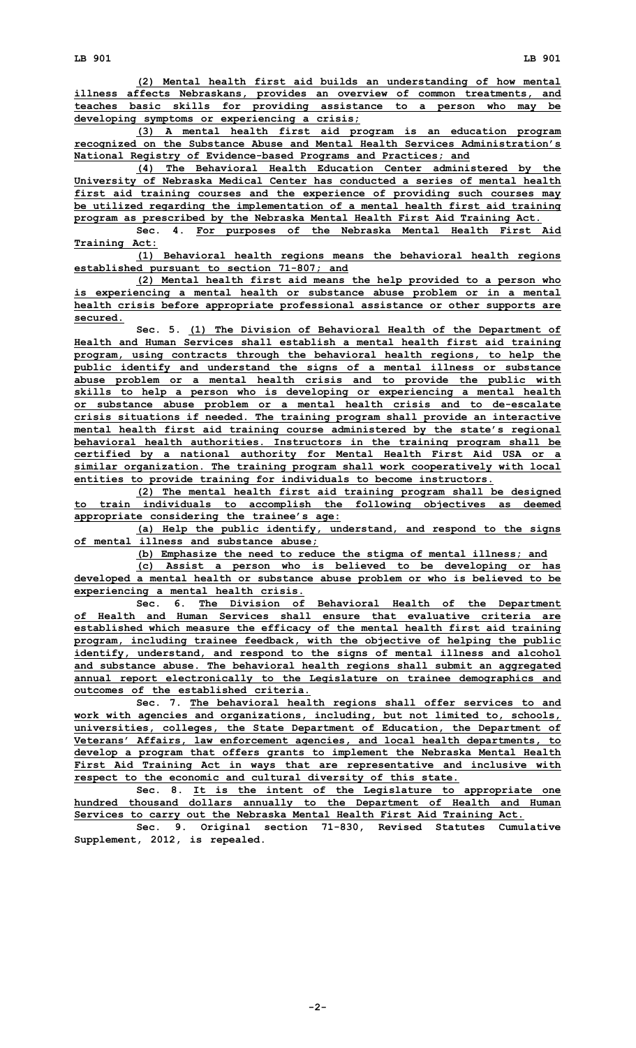(2) Mental health first aid builds an understanding of how mental illness affects Nebraskans, provides an overview of common treatments, and teaches basic skills for providing assistance to a person who may be developing symptoms or experiencing a crisis;

(3) A mental health first aid program is an education program recognized on the Substance Abuse and Mental Health Services Administration's National Registry of Evidence-based Programs and Practices; and

(4) The Behavioral Health Education Center administered by the University of Nebraska Medical Center has conducted a series of mental health first aid training courses and the experience of providing such courses may be utilized regarding the implementation of a mental health first aid training program as prescribed by the Nebraska Mental Health First Aid Training Act.

Sec. 4. For purposes of the Nebraska Mental Health First Aid Training Act:

(1) Behavioral health regions means the behavioral health regions established pursuant to section 71-807; and

(2) Mental health first aid means the help provided to a person who is experiencing a mental health or substance abuse problem or in a mental health crisis before appropriate professional assistance or other supports are secured.

Sec. 5. (1) The Division of Behavioral Health of the Department of Health and Human Services shall establish a mental health first aid training program, using contracts through the behavioral health regions, to help the public identify and understand the signs of a mental illness or substance abuse problem or a mental health crisis and to provide the public with skills to help a person who is developing or experiencing a mental health or substance abuse problem or a mental health crisis and to de-escalate crisis situations if needed. The training program shall provide an interactive mental health first aid training course administered by the state's regional behavioral health authorities. Instructors in the training program shall be certified by a national authority for Mental Health First Aid USA or a similar organization. The training program shall work cooperatively with local entities to provide training for individuals to become instructors.

(2) The mental health first aid training program shall be designed to train individuals to accomplish the following objectives as deemed appropriate considering the trainee's age:

(a) Help the public identify, understand, and respond to the signs of mental illness and substance abuse;

(b) Emphasize the need to reduce the stigma of mental illness; and

(c) Assist a person who is believed to be developing or has developed a mental health or substance abuse problem or who is believed to be experiencing a mental health crisis.

Sec. 6. The Division of Behavioral Health of the Department of Health and Human Services shall ensure that evaluative criteria are established which measure the efficacy of the mental health first aid training program, including trainee feedback, with the objective of helping the public identify, understand, and respond to the signs of mental illness and alcohol and substance abuse. The behavioral health regions shall submit an aggregated annual report electronically to the Legislature on trainee demographics and outcomes of the established criteria.

Sec. 7. The behavioral health regions shall offer services to and work with agencies and organizations, including, but not limited to, schools, universities, colleges, the State Department of Education, the Department of Veterans' Affairs, law enforcement agencies, and local health departments, to develop a program that offers grants to implement the Nebraska Mental Health First Aid Training Act in ways that are representative and inclusive with respect to the economic and cultural diversity of this state.

Sec. 8. It is the intent of the Legislature to appropriate one hundred thousand dollars annually to the Department of Health and Human Services to carry out the Nebraska Mental Health First Aid Training Act.

Sec. 9. Original section 71-830, Revised Statutes Cumulative Supplement, 2012, is repealed.